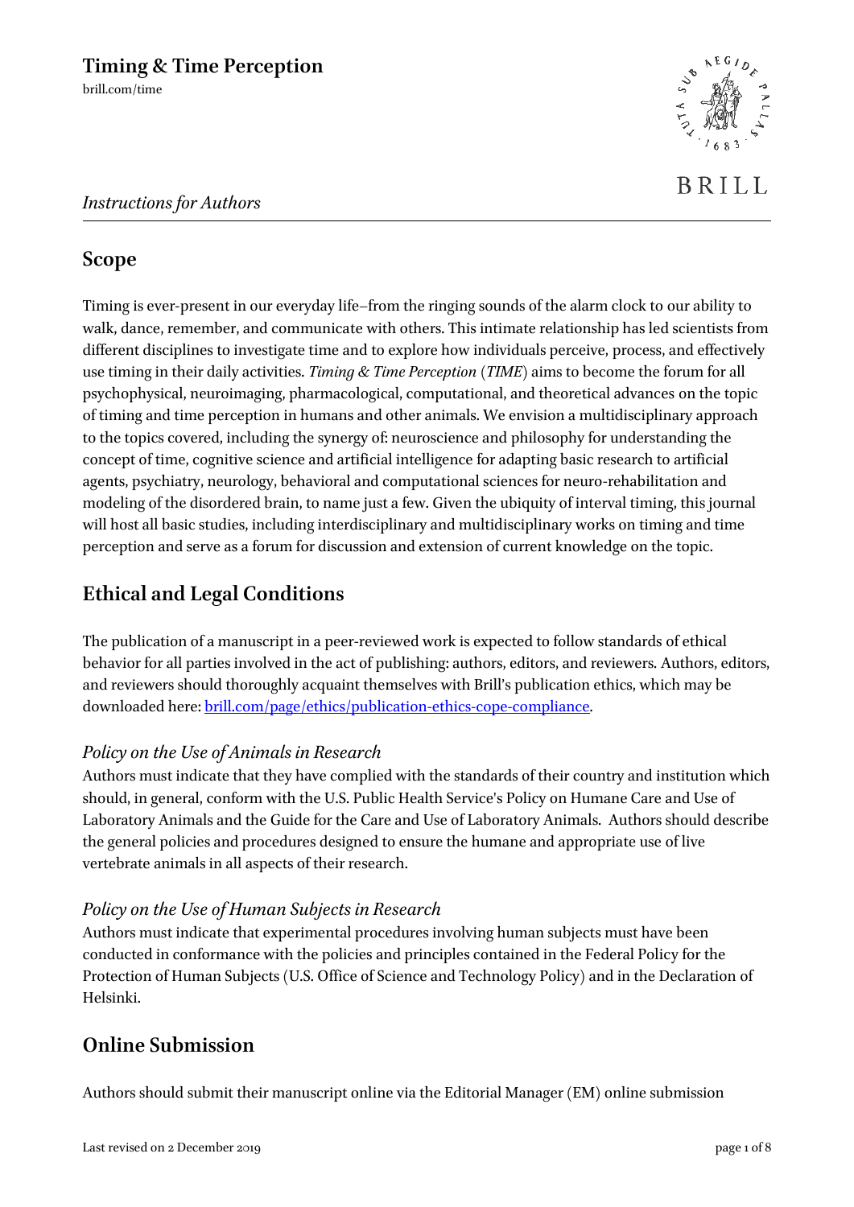# Timing & Time Perception

brill.com/time

*Instructions for Authors*

## Scope

Timing is ever-present in our everyday life–from the ringing sounds of the alarm clock to our ability to walk, dance, remember, and communicate with others. This intimate relationship has led scientists from different disciplines to investigate time and to explore how individuals perceive, process, and effectively use timing in their daily activities. *Timing & Time Perception* (*TIME*) aims to become the forum for all psychophysical, neuroimaging, pharmacological, computational, and theoretical advances on the topic of timing and time perception in humans and other animals. We envision a multidisciplinary approach to the topics covered, including the synergy of: neuroscience and philosophy for understanding the concept of time, cognitive science and artificial intelligence for adapting basic research to artificial agents, psychiatry, neurology, behavioral and computational sciences for neuro-rehabilitation and modeling of the disordered brain, to name just a few. Given the ubiquity of interval timing, this journal will host all basic studies, including interdisciplinary and multidisciplinary works on timing and time perception and serve as a forum for discussion and extension of current knowledge on the topic.

## Ethical and Legal Conditions

The publication of a manuscript in a peer-reviewed work is expected to follow standards of ethical behavior for all parties involved in the act of publishing: authors, editors, and reviewers. Authors, editors, and reviewers should thoroughly acquaint themselves with Brill's publication ethics, which may be downloaded here: brill.com/page/ethics/publication-ethics-cope-compliance.

### *Policy on the Use of Animals in Research*

Authors must indicate that they have complied with the standards of their country and institution which should, in general, conform with the U.S. Public Health Service's Policy on Humane Care and Use of Laboratory Animals and the Guide for the Care and Use of Laboratory Animals. Authors should describe the general policies and procedures designed to ensure the humane and appropriate use of live vertebrate animals in all aspects of their research.

### *Policy on the Use of Human Subjects in Research*

Authors must indicate that experimental procedures involving human subjects must have been conducted in conformance with the policies and principles contained in the Federal Policy for the Protection of Human Subjects (U.S. Office of Science and Technology Policy) and in the Declaration of Helsinki.

## Online Submission

Authors should submit their manuscript online via the Editorial Manager (EM) online submission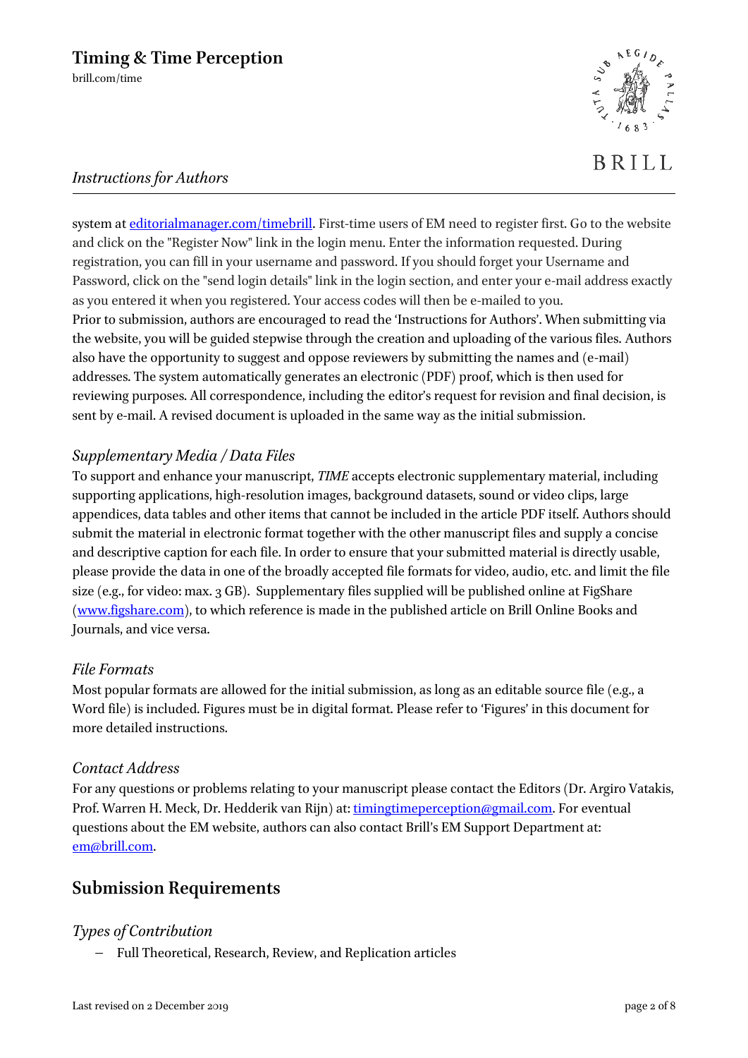system at [editorialmanager.com/timebrill](editorialmanager.com/timebrill). First-time users of EM need to register first. Go to the website and click on the "Register Now" link in the login menu. Enter the information requested. During registration, you can fill in your username and password. If you should forget your Username and Password, click on the "send login details" link in the login section, and enter your e-mail address exactly as you entered it when you registered. Your access codes will then be e-mailed to you.
Prior to submission, authors are encouraged to read the 'Instructions for Authors'. When submitting via the website, you will be guided stepwise through the creation and uploading of the various files. Authors also have the opportunity to suggest and oppose reviewers by submitting the names and (e-mail) addresses. The system automatically generates an electronic (PDF) proof, which is then used for reviewing purposes. All correspondence, including the editor's request for revision and final decision, is sent by e-mail. A revised document is uploaded in the same way as the initial submission.

### *Supplementary Media / Data Files*

To support and enhance your manuscript, *TIME* accepts electronic supplementary material, including supporting applications, high-resolution images, background datasets, sound or video clips, large appendices, data tables and other items that cannot be included in the article PDF itself. Authors should submit the material in electronic format together with the other manuscript files and supply a concise and descriptive caption for each file. In order to ensure that your submitted material is directly usable, please provide the data in one of the broadly accepted file formats for video, audio, etc. and limit the file size (e.g., for video: max. 3 GB). Supplementary files supplied will be published online at FigShare ([www.figshare.com](www.figshare.com)), to which reference is made in the published article on Brill Online Books and Journals, and vice versa.

### *File Formats*

Most popular formats are allowed for the initial submission, as long as an editable source file (e.g., a Word file) is included. Figures must be in digital format. Please refer to 'Figures' in this document for more detailed instructions.

### *Contact Address*

For any questions or problems relating to your manuscript please contact the Editors (Dr. Argiro Vatakis, Prof. Warren H. Meck, Dr. Hedderik van Rijn) at: [timingtimeperception@gmail.com](mailto:timingtimeperception@gmail.com). For eventual questions about the EM website, authors can also contact Brill's EM Support Department at: [em@brill.com](mailto:em@brill.com).

## Submission Requirements

### *Types of Contribution*

- Full Theoretical, Research, Review, and Replication articles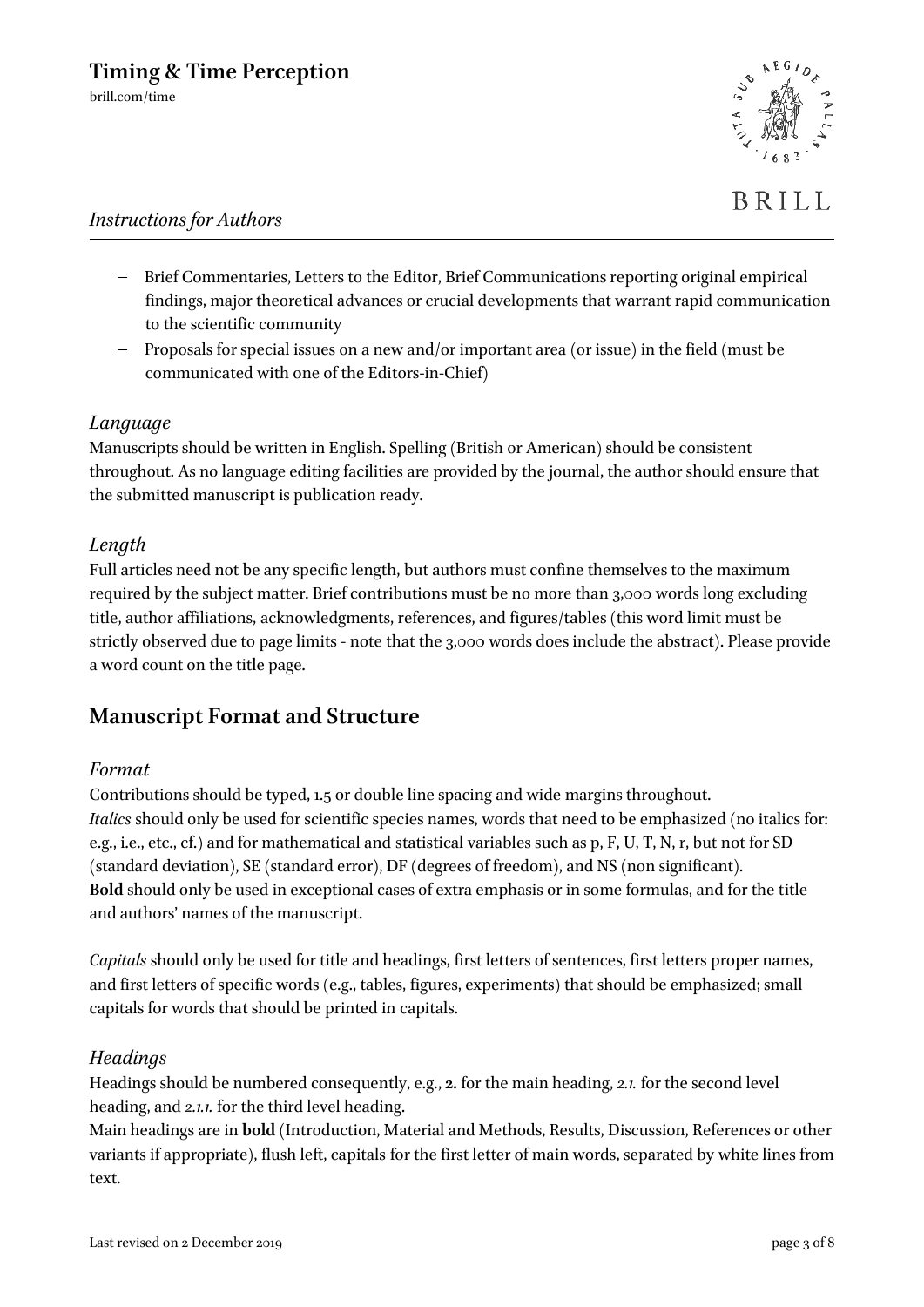- Brief Commentaries, Letters to the Editor, Brief Communications reporting original empirical findings, major theoretical advances or crucial developments that warrant rapid communication to the scientific community
- Proposals for special issues on a new and/or important area (or issue) in the field (must be communicated with one of the Editors-in-Chief)

### *Language*

Manuscripts should be written in English. Spelling (British or American) should be consistent throughout. As no language editing facilities are provided by the journal, the author should ensure that the submitted manuscript is publication ready.

### *Length*

Full articles need not be any specific length, but authors must confine themselves to the maximum required by the subject matter. Brief contributions must be no more than 3,000 words long excluding title, author affiliations, acknowledgments, references, and figures/tables (this word limit must be strictly observed due to page limits - note that the 3,000 words does include the abstract). Please provide a word count on the title page.

## Manuscript Format and Structure

### *Format*

Contributions should be typed, 1.5 or double line spacing and wide margins throughout.
*Italics* should only be used for scientific species names, words that need to be emphasized (no italics for: e.g., i.e., etc., cf.) and for mathematical and statistical variables such as p, F, U, T, N, r, but not for SD (standard deviation), SE (standard error), DF (degrees of freedom), and NS (non significant).
**Bold** should only be used in exceptional cases of extra emphasis or in some formulas, and for the title and authors' names of the manuscript.

*Capitals* should only be used for title and headings, first letters of sentences, first letters proper names, and first letters of specific words (e.g., tables, figures, experiments) that should be emphasized; small capitals for words that should be printed in capitals.

### *Headings*

Headings should be numbered consequently, e.g., **2.** for the main heading, *2.1.* for the second level heading, and *2.1.1.* for the third level heading.
Main headings are in **bold** (Introduction, Material and Methods, Results, Discussion, References or other variants if appropriate), flush left, capitals for the first letter of main words, separated by white lines from text.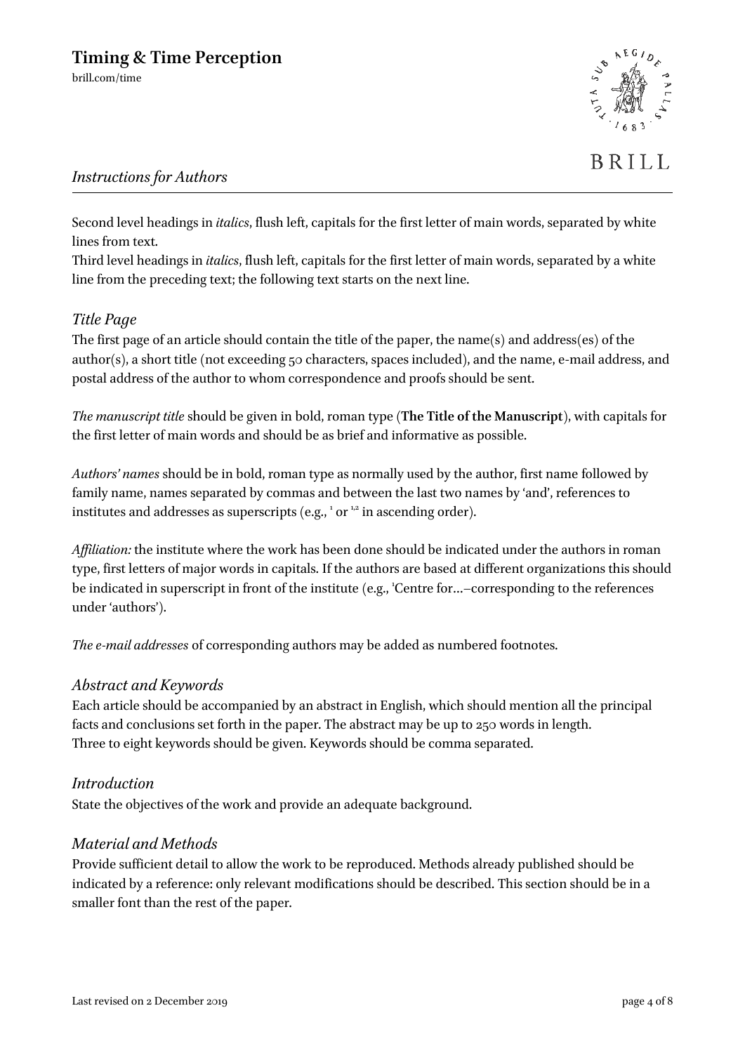Second level headings in *italics*, flush left, capitals for the first letter of main words, separated by white lines from text.
Third level headings in *italics*, flush left, capitals for the first letter of main words, separated by a white line from the preceding text; the following text starts on the next line.

## *Title Page*

The first page of an article should contain the title of the paper, the name(s) and address(es) of the author(s), a short title (not exceeding 50 characters, spaces included), and the name, e-mail address, and postal address of the author to whom correspondence and proofs should be sent.

*The manuscript title* should be given in bold, roman type (**The Title of the Manuscript**), with capitals for the first letter of main words and should be as brief and informative as possible.

*Authors' names* should be in bold, roman type as normally used by the author, first name followed by family name, names separated by commas and between the last two names by 'and', references to institutes and addresses as superscripts (e.g., [1] or [1,2] in ascending order).

*Affiliation:* the institute where the work has been done should be indicated under the authors in roman type, first letters of major words in capitals. If the authors are based at different organizations this should be indicated in superscript in front of the institute (e.g., [1]Centre for…–corresponding to the references under 'authors').

*The e-mail addresses* of corresponding authors may be added as numbered footnotes.

## *Abstract and Keywords*

Each article should be accompanied by an abstract in English, which should mention all the principal facts and conclusions set forth in the paper. The abstract may be up to 250 words in length.
Three to eight keywords should be given. Keywords should be comma separated.

## *Introduction*

State the objectives of the work and provide an adequate background.

## *Material and Methods*

Provide sufficient detail to allow the work to be reproduced. Methods already published should be indicated by a reference: only relevant modifications should be described. This section should be in a smaller font than the rest of the paper.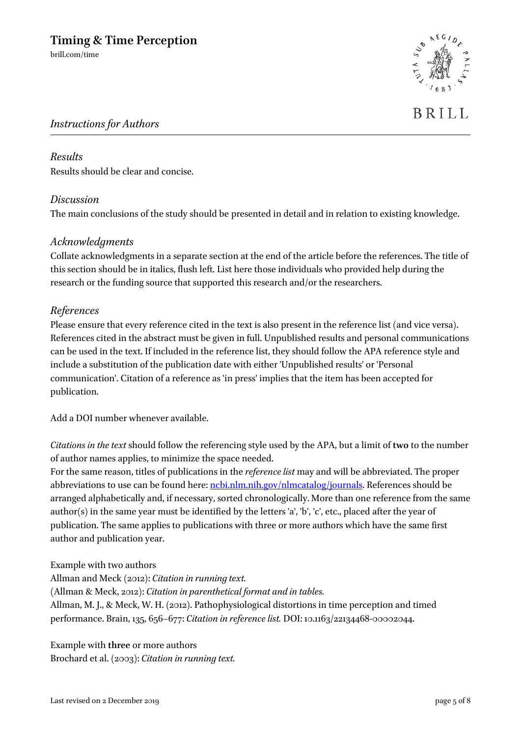### *Results*

Results should be clear and concise.

### *Discussion*

The main conclusions of the study should be presented in detail and in relation to existing knowledge.

### *Acknowledgments*

Collate acknowledgments in a separate section at the end of the article before the references. The title of this section should be in italics, flush left. List here those individuals who provided help during the research or the funding source that supported this research and/or the researchers.

### *References*

Please ensure that every reference cited in the text is also present in the reference list (and vice versa). References cited in the abstract must be given in full. Unpublished results and personal communications can be used in the text. If included in the reference list, they should follow the APA reference style and include a substitution of the publication date with either 'Unpublished results' or 'Personal communication'. Citation of a reference as 'in press' implies that the item has been accepted for publication.

Add a DOI number whenever available.

*Citations in the text* should follow the referencing style used by the APA, but a limit of **two** to the number of author names applies, to minimize the space needed.
For the same reason, titles of publications in the *reference list* may and will be abbreviated. The proper abbreviations to use can be found here: [ncbi.nlm.nih.gov/nlmcatalog/journals](ncbi.nlm.nih.gov/nlmcatalog/journals). References should be arranged alphabetically and, if necessary, sorted chronologically. More than one reference from the same author(s) in the same year must be identified by the letters 'a', 'b', 'c', etc., placed after the year of publication. The same applies to publications with three or more authors which have the same first author and publication year.

Example with two authors
Allman and Meck (2012): *Citation in running text.*
(Allman & Meck, 2012): *Citation in parenthetical format and in tables.*
Allman, M. J., & Meck, W. H. (2012). Pathophysiological distortions in time perception and timed performance. Brain, 135, 656–677: *Citation in reference list.* DOI: 10.1163/22134468-00002044.

Example with **three** or more authors
Brochard et al. (2003): *Citation in running text.*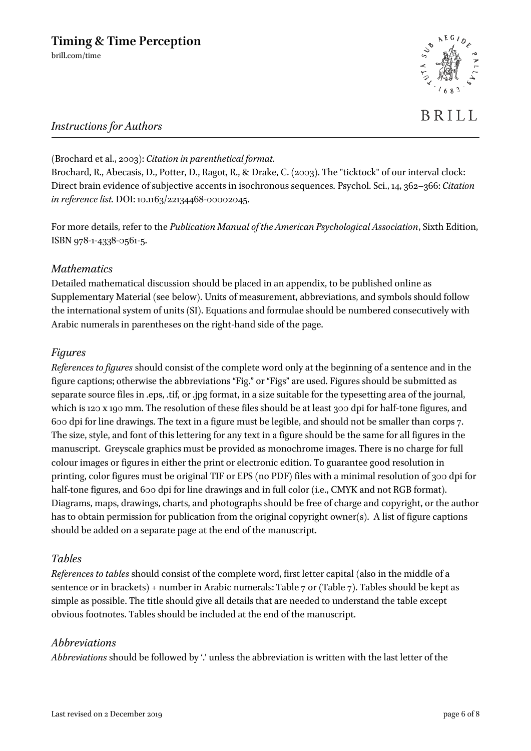(Brochard et al., 2003): *Citation in parenthetical format.*

Brochard, R., Abecasis, D., Potter, D., Ragot, R., & Drake, C. (2003). The "ticktock" of our interval clock: Direct brain evidence of subjective accents in isochronous sequences. Psychol. Sci., 14, 362–366: *Citation in reference list.* DOI: 10.1163/22134468-00002045.

For more details, refer to the *Publication Manual of the American Psychological Association*, Sixth Edition, ISBN 978-1-4338-0561-5.

## *Mathematics*

Detailed mathematical discussion should be placed in an appendix, to be published online as Supplementary Material (see below). Units of measurement, abbreviations, and symbols should follow the international system of units (SI). Equations and formulae should be numbered consecutively with Arabic numerals in parentheses on the right-hand side of the page.

## *Figures*

*References to figures* should consist of the complete word only at the beginning of a sentence and in the figure captions; otherwise the abbreviations "Fig." or "Figs" are used. Figures should be submitted as separate source files in .eps, .tif, or .jpg format, in a size suitable for the typesetting area of the journal, which is 120 x 190 mm. The resolution of these files should be at least 300 dpi for half-tone figures, and 600 dpi for line drawings. The text in a figure must be legible, and should not be smaller than corps 7. The size, style, and font of this lettering for any text in a figure should be the same for all figures in the manuscript. Greyscale graphics must be provided as monochrome images. There is no charge for full colour images or figures in either the print or electronic edition. To guarantee good resolution in printing, color figures must be original TIF or EPS (no PDF) files with a minimal resolution of 300 dpi for half-tone figures, and 600 dpi for line drawings and in full color (i.e., CMYK and not RGB format). Diagrams, maps, drawings, charts, and photographs should be free of charge and copyright, or the author has to obtain permission for publication from the original copyright owner(s). A list of figure captions should be added on a separate page at the end of the manuscript.

## *Tables*

*References to tables* should consist of the complete word, first letter capital (also in the middle of a sentence or in brackets) + number in Arabic numerals: Table 7 or (Table 7). Tables should be kept as simple as possible. The title should give all details that are needed to understand the table except obvious footnotes. Tables should be included at the end of the manuscript.

## *Abbreviations*

*Abbreviations* should be followed by '.' unless the abbreviation is written with the last letter of the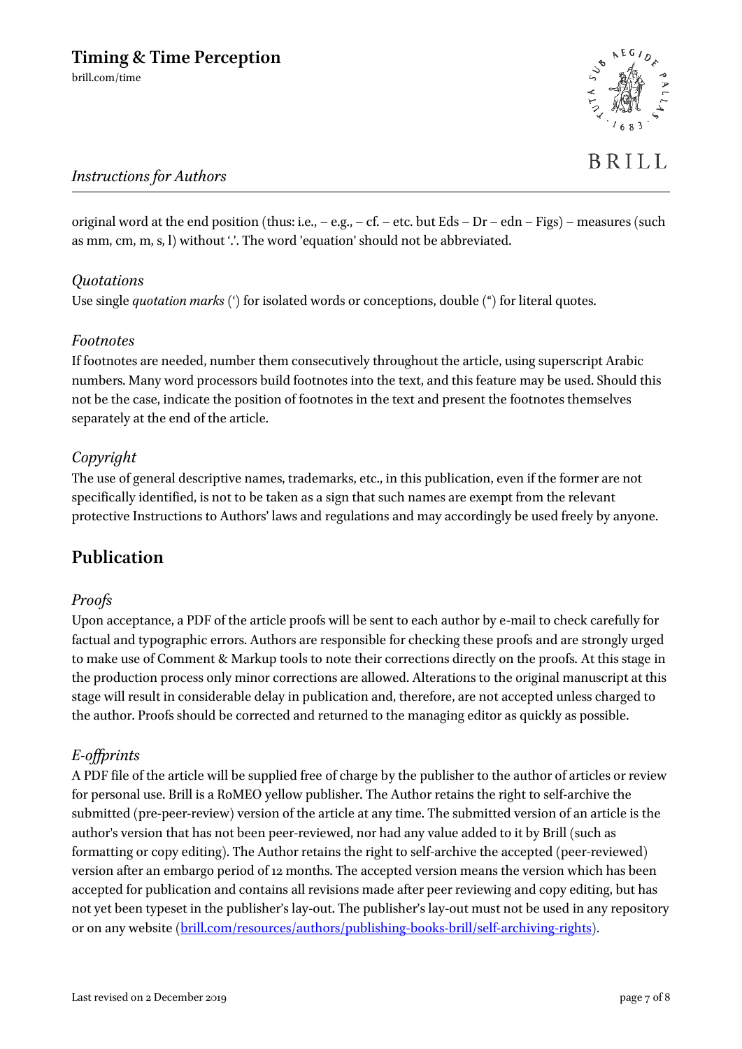original word at the end position (thus: i.e., – e.g., – cf. – etc. but Eds – Dr – edn – Figs) – measures (such as mm, cm, m, s, l) without '.'. The word 'equation' should not be abbreviated.

### *Quotations*

Use single *quotation marks* (') for isolated words or conceptions, double (") for literal quotes.

### *Footnotes*

If footnotes are needed, number them consecutively throughout the article, using superscript Arabic numbers. Many word processors build footnotes into the text, and this feature may be used. Should this not be the case, indicate the position of footnotes in the text and present the footnotes themselves separately at the end of the article.

### *Copyright*

The use of general descriptive names, trademarks, etc., in this publication, even if the former are not specifically identified, is not to be taken as a sign that such names are exempt from the relevant protective Instructions to Authors' laws and regulations and may accordingly be used freely by anyone.

## Publication

### *Proofs*

Upon acceptance, a PDF of the article proofs will be sent to each author by e-mail to check carefully for factual and typographic errors. Authors are responsible for checking these proofs and are strongly urged to make use of Comment & Markup tools to note their corrections directly on the proofs. At this stage in the production process only minor corrections are allowed. Alterations to the original manuscript at this stage will result in considerable delay in publication and, therefore, are not accepted unless charged to the author. Proofs should be corrected and returned to the managing editor as quickly as possible.

### *E-offprints*

A PDF file of the article will be supplied free of charge by the publisher to the author of articles or review for personal use. Brill is a RoMEO yellow publisher. The Author retains the right to self-archive the submitted (pre-peer-review) version of the article at any time. The submitted version of an article is the author's version that has not been peer-reviewed, nor had any value added to it by Brill (such as formatting or copy editing). The Author retains the right to self-archive the accepted (peer-reviewed) version after an embargo period of 12 months. The accepted version means the version which has been accepted for publication and contains all revisions made after peer reviewing and copy editing, but has not yet been typeset in the publisher's lay-out. The publisher's lay-out must not be used in any repository or on any website (brill.com/resources/authors/publishing-books-brill/self-archiving-rights).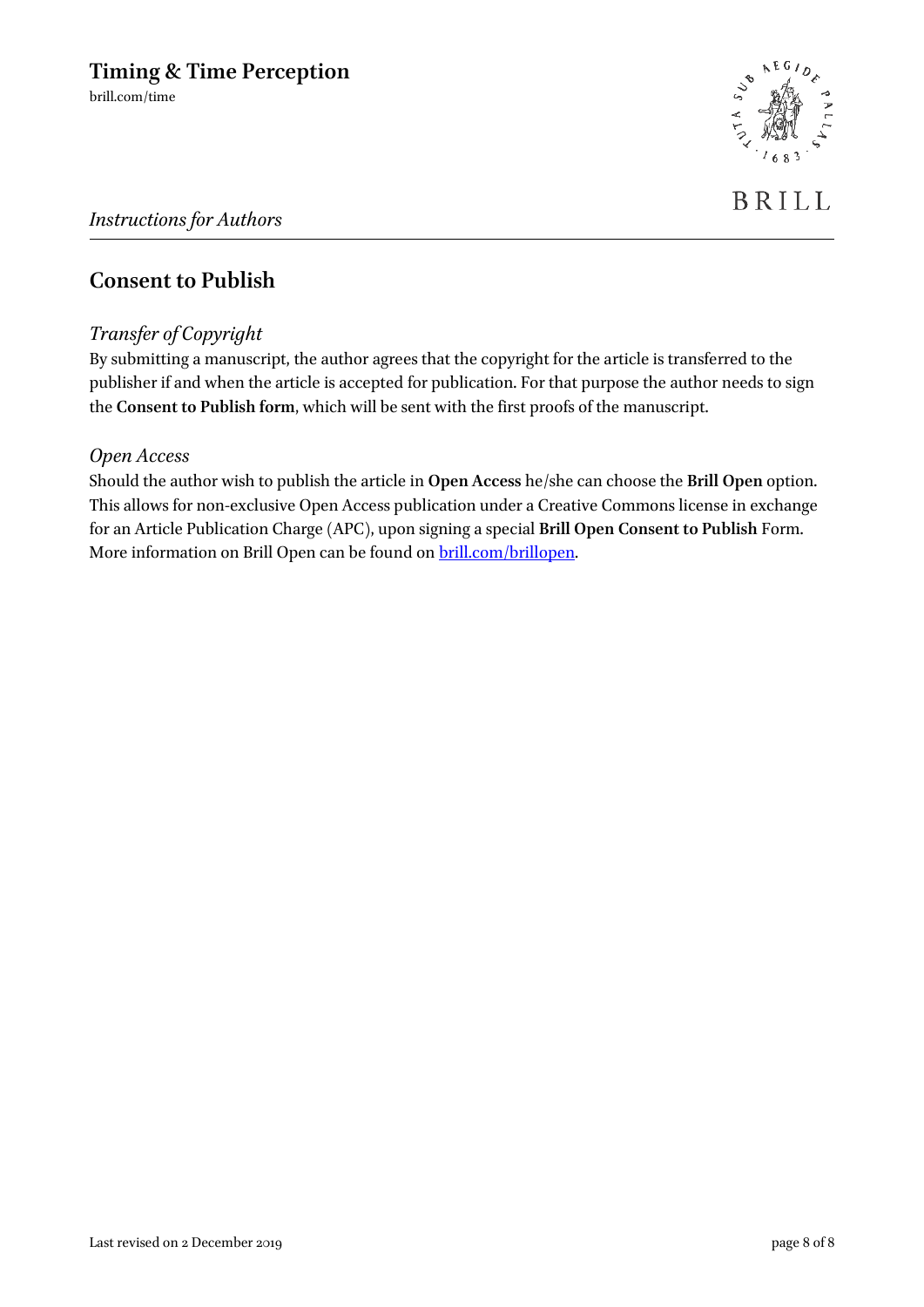## Consent to Publish

### *Transfer of Copyright*

By submitting a manuscript, the author agrees that the copyright for the article is transferred to the publisher if and when the article is accepted for publication. For that purpose the author needs to sign the **Consent to Publish form**, which will be sent with the first proofs of the manuscript.

### *Open Access*

Should the author wish to publish the article in **Open Access** he/she can choose the **Brill Open** option. This allows for non-exclusive Open Access publication under a Creative Commons license in exchange for an Article Publication Charge (APC), upon signing a special **Brill Open Consent to Publish** Form. More information on Brill Open can be found on [brill.com/brillopen](brill.com/brillopen).